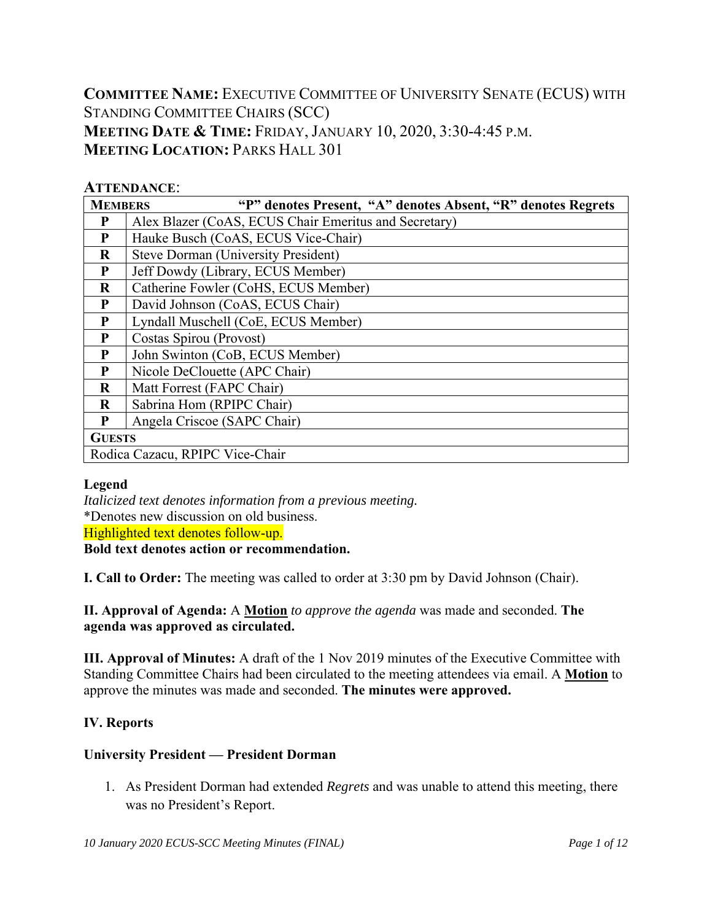**COMMITTEE NAME:** EXECUTIVE COMMITTEE OF UNIVERSITY SENATE (ECUS) WITH STANDING COMMITTEE CHAIRS (SCC)
**MEETING DATE & TIME:** FRIDAY, JANUARY 10, 2020, 3:30-4:45 P.M.
**MEETING LOCATION:** PARKS HALL 301

**ATTENDANCE**:

| **MEMBERS** | **"P" denotes Present, "A" denotes Absent, "R" denotes Regrets** |
|---|---|
| **P** | Alex Blazer (CoAS, ECUS Chair Emeritus and Secretary) |
| **P** | Hauke Busch (CoAS, ECUS Vice-Chair) |
| **R** | Steve Dorman (University President) |
| **P** | Jeff Dowdy (Library, ECUS Member) |
| **R** | Catherine Fowler (CoHS, ECUS Member) |
| **P** | David Johnson (CoAS, ECUS Chair) |
| **P** | Lyndall Muschell (CoE, ECUS Member) |
| **P** | Costas Spirou (Provost) |
| **P** | John Swinton (CoB, ECUS Member) |
| **P** | Nicole DeClouette (APC Chair) |
| **R** | Matt Forrest (FAPC Chair) |
| **R** | Sabrina Hom (RPIPC Chair) |
| **P** | Angela Criscoe (SAPC Chair) |
| **GUESTS** | |
| Rodica Cazacu, RPIPC Vice-Chair | |

**Legend**
*Italicized text denotes information from a previous meeting.*
*Denotes new discussion on old business.
Highlighted text denotes follow-up.
**Bold text denotes action or recommendation.**

**I. Call to Order:** The meeting was called to order at 3:30 pm by David Johnson (Chair).

**II. Approval of Agenda:** A **Motion** *to approve the agenda* was made and seconded. **The agenda was approved as circulated.**

**III. Approval of Minutes:** A draft of the 1 Nov 2019 minutes of the Executive Committee with Standing Committee Chairs had been circulated to the meeting attendees via email. A **Motion** to approve the minutes was made and seconded. **The minutes were approved.**

**IV. Reports**

**University President — President Dorman**

1. As President Dorman had extended *Regrets* and was unable to attend this meeting, there was no President's Report.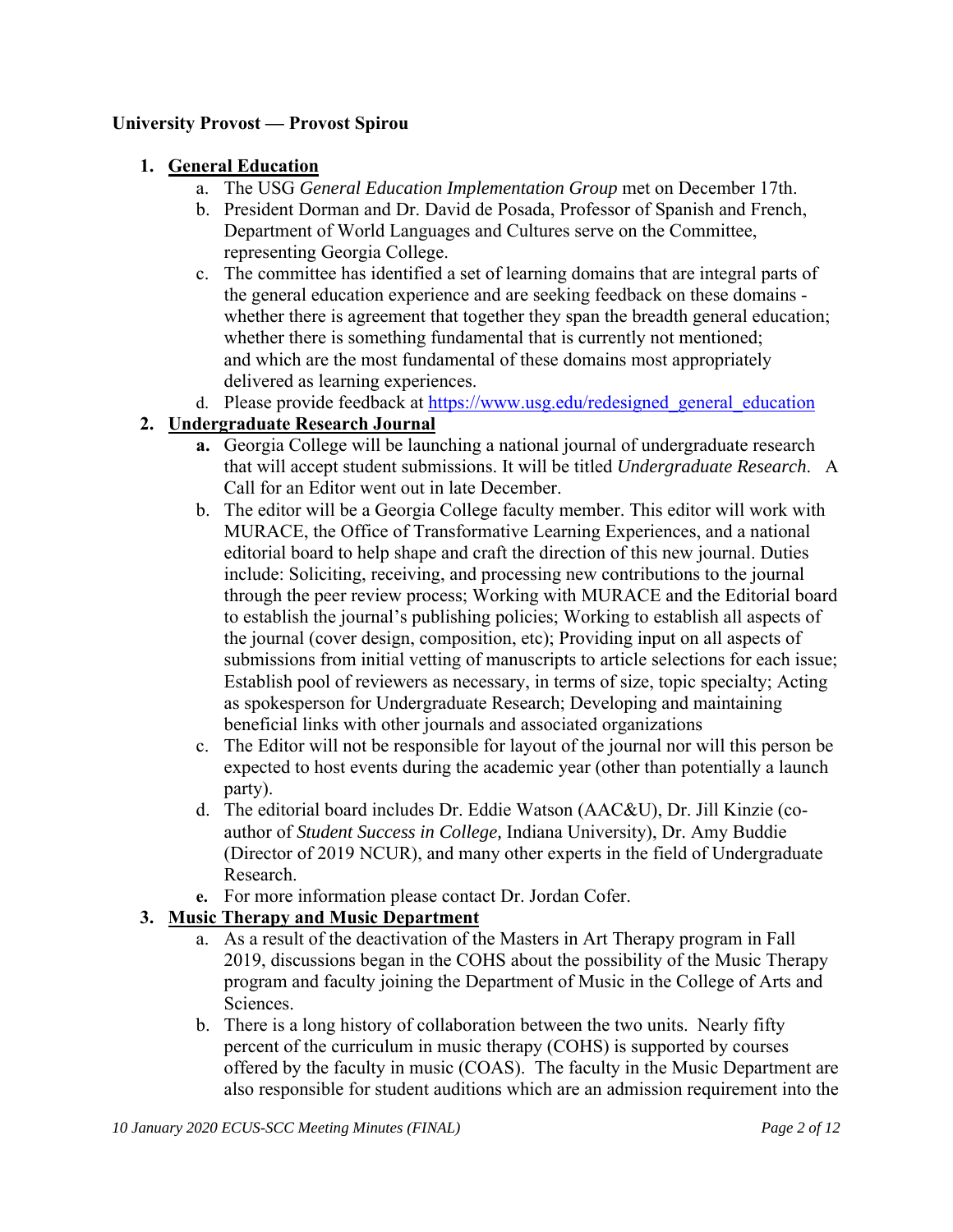**University Provost — Provost Spirou**

1. **General Education**
    a. The USG *General Education Implementation Group* met on December 17th.
    b. President Dorman and Dr. David de Posada, Professor of Spanish and French, Department of World Languages and Cultures serve on the Committee, representing Georgia College.
    c. The committee has identified a set of learning domains that are integral parts of the general education experience and are seeking feedback on these domains - whether there is agreement that together they span the breadth general education; whether there is something fundamental that is currently not mentioned; and which are the most fundamental of these domains most appropriately delivered as learning experiences.
    d. Please provide feedback at https://www.usg.edu/redesigned_general_education
2. **Undergraduate Research Journal**
    a. Georgia College will be launching a national journal of undergraduate research that will accept student submissions. It will be titled *Undergraduate Research*. A Call for an Editor went out in late December.
    b. The editor will be a Georgia College faculty member. This editor will work with MURACE, the Office of Transformative Learning Experiences, and a national editorial board to help shape and craft the direction of this new journal. Duties include: Soliciting, receiving, and processing new contributions to the journal through the peer review process; Working with MURACE and the Editorial board to establish the journal's publishing policies; Working to establish all aspects of the journal (cover design, composition, etc); Providing input on all aspects of submissions from initial vetting of manuscripts to article selections for each issue; Establish pool of reviewers as necessary, in terms of size, topic specialty; Acting as spokesperson for Undergraduate Research; Developing and maintaining beneficial links with other journals and associated organizations
    c. The Editor will not be responsible for layout of the journal nor will this person be expected to host events during the academic year (other than potentially a launch party).
    d. The editorial board includes Dr. Eddie Watson (AAC&U), Dr. Jill Kinzie (co-author of *Student Success in College,* Indiana University), Dr. Amy Buddie (Director of 2019 NCUR), and many other experts in the field of Undergraduate Research.
    e. For more information please contact Dr. Jordan Cofer.
3. **Music Therapy and Music Department**
    a. As a result of the deactivation of the Masters in Art Therapy program in Fall 2019, discussions began in the COHS about the possibility of the Music Therapy program and faculty joining the Department of Music in the College of Arts and Sciences.
    b. There is a long history of collaboration between the two units. Nearly fifty percent of the curriculum in music therapy (COHS) is supported by courses offered by the faculty in music (COAS). The faculty in the Music Department are also responsible for student auditions which are an admission requirement into the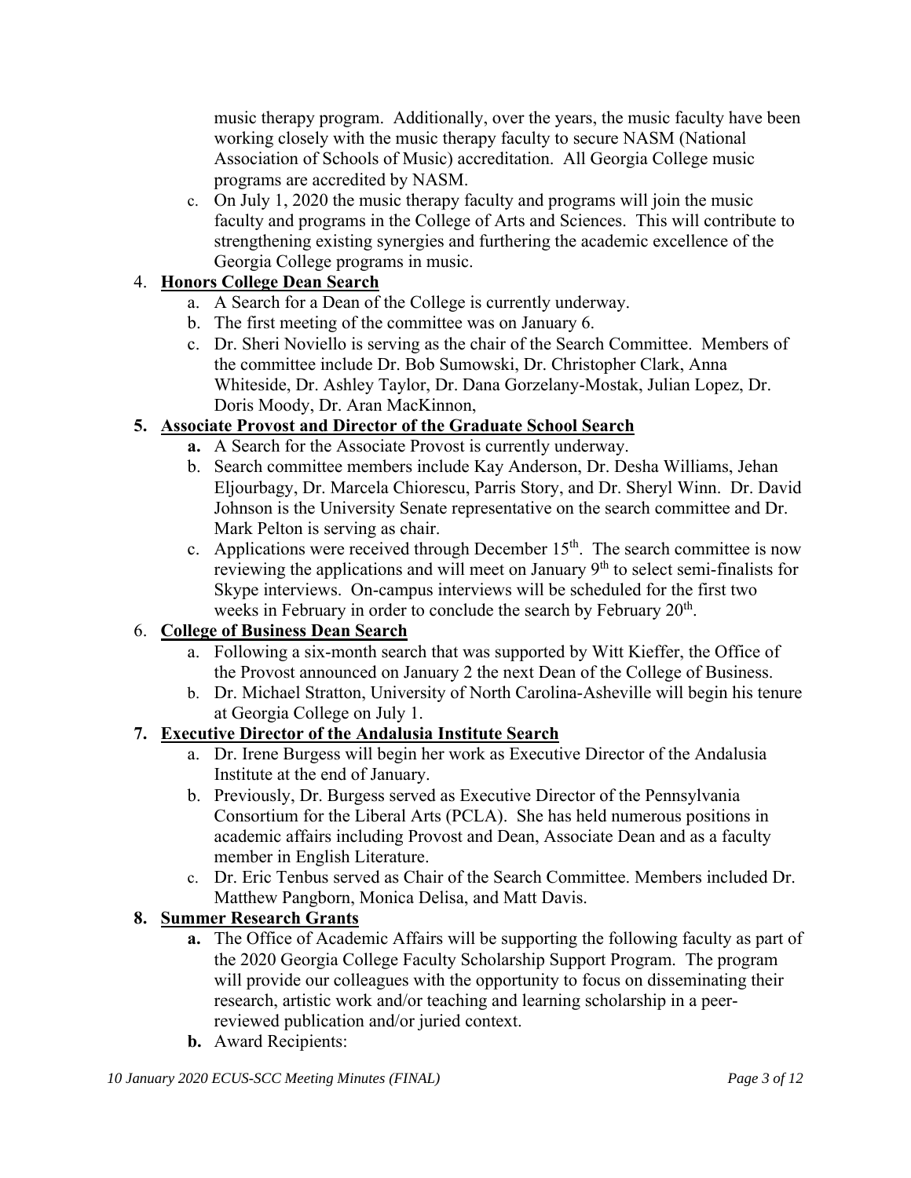music therapy program. Additionally, over the years, the music faculty have been working closely with the music therapy faculty to secure NASM (National Association of Schools of Music) accreditation. All Georgia College music programs are accredited by NASM.

   c. On July 1, 2020 the music therapy faculty and programs will join the music faculty and programs in the College of Arts and Sciences. This will contribute to strengthening existing synergies and furthering the academic excellence of the Georgia College programs in music.

4. **Honors College Dean Search**
   a. A Search for a Dean of the College is currently underway.
   b. The first meeting of the committee was on January 6.
   c. Dr. Sheri Noviello is serving as the chair of the Search Committee. Members of the committee include Dr. Bob Sumowski, Dr. Christopher Clark, Anna Whiteside, Dr. Ashley Taylor, Dr. Dana Gorzelany-Mostak, Julian Lopez, Dr. Doris Moody, Dr. Aran MacKinnon,

5. **Associate Provost and Director of the Graduate School Search**
   a. A Search for the Associate Provost is currently underway.
   b. Search committee members include Kay Anderson, Dr. Desha Williams, Jehan Eljourbagy, Dr. Marcela Chiorescu, Parris Story, and Dr. Sheryl Winn. Dr. David Johnson is the University Senate representative on the search committee and Dr. Mark Pelton is serving as chair.
   c. Applications were received through December 15th. The search committee is now reviewing the applications and will meet on January 9th to select semi-finalists for Skype interviews. On-campus interviews will be scheduled for the first two weeks in February in order to conclude the search by February 20th.

6. **College of Business Dean Search**
   a. Following a six-month search that was supported by Witt Kieffer, the Office of the Provost announced on January 2 the next Dean of the College of Business.
   b. Dr. Michael Stratton, University of North Carolina-Asheville will begin his tenure at Georgia College on July 1.

7. **Executive Director of the Andalusia Institute Search**
   a. Dr. Irene Burgess will begin her work as Executive Director of the Andalusia Institute at the end of January.
   b. Previously, Dr. Burgess served as Executive Director of the Pennsylvania Consortium for the Liberal Arts (PCLA). She has held numerous positions in academic affairs including Provost and Dean, Associate Dean and as a faculty member in English Literature.
   c. Dr. Eric Tenbus served as Chair of the Search Committee. Members included Dr. Matthew Pangborn, Monica Delisa, and Matt Davis.

8. **Summer Research Grants**
   a. The Office of Academic Affairs will be supporting the following faculty as part of the 2020 Georgia College Faculty Scholarship Support Program. The program will provide our colleagues with the opportunity to focus on disseminating their research, artistic work and/or teaching and learning scholarship in a peer-reviewed publication and/or juried context.
   b. Award Recipients: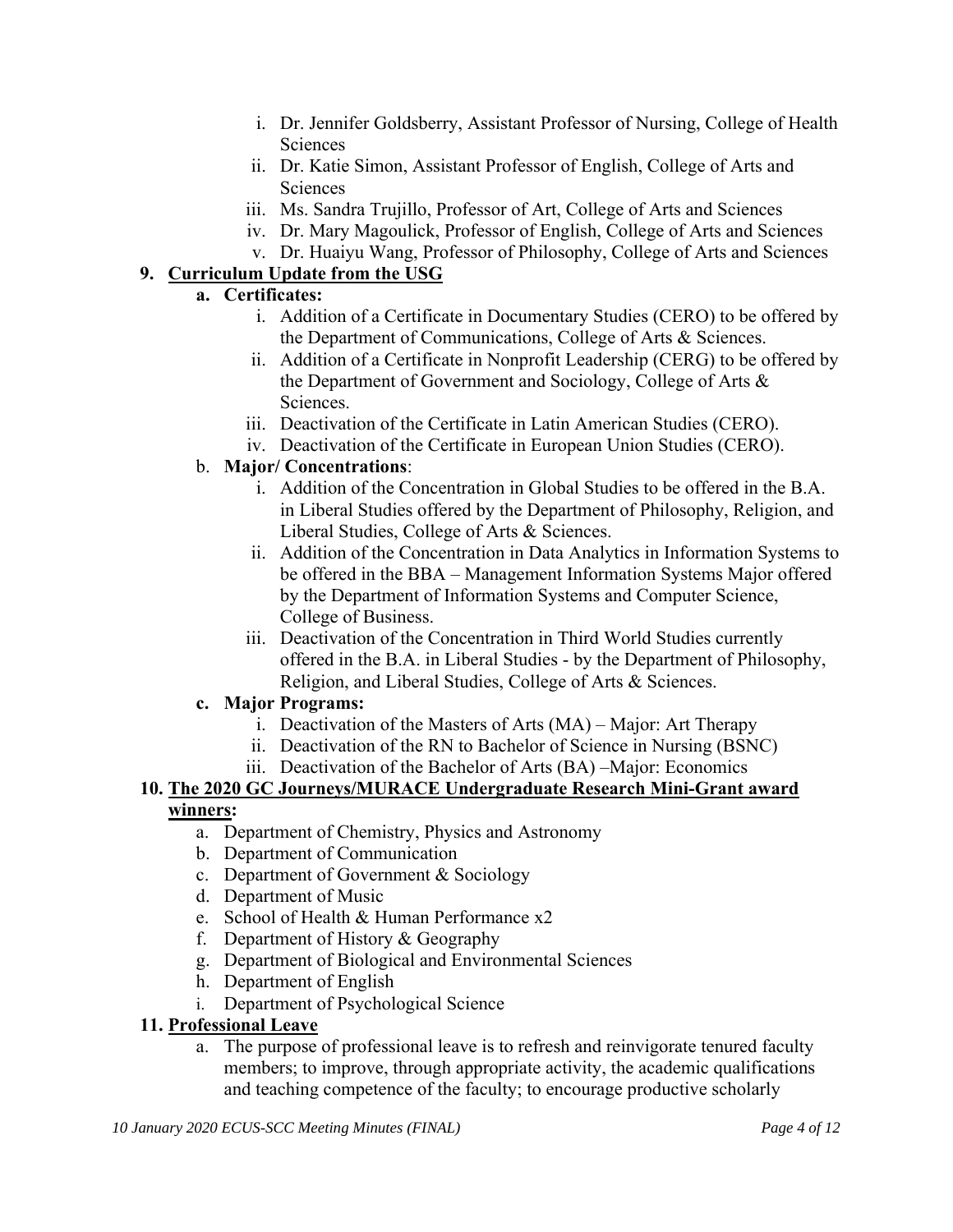i. Dr. Jennifer Goldsberry, Assistant Professor of Nursing, College of Health Sciences
   ii. Dr. Katie Simon, Assistant Professor of English, College of Arts and Sciences
   iii. Ms. Sandra Trujillo, Professor of Art, College of Arts and Sciences
   iv. Dr. Mary Magoulick, Professor of English, College of Arts and Sciences
   v. Dr. Huaiyu Wang, Professor of Philosophy, College of Arts and Sciences

**9. <u>Curriculum Update from the USG</u>**

- **a. Certificates:**
   - i. Addition of a Certificate in Documentary Studies (CERO) to be offered by the Department of Communications, College of Arts & Sciences.
   - ii. Addition of a Certificate in Nonprofit Leadership (CERG) to be offered by the Department of Government and Sociology, College of Arts & Sciences.
   - iii. Deactivation of the Certificate in Latin American Studies (CERO).
   - iv. Deactivation of the Certificate in European Union Studies (CERO).
- b. **Major/ Concentrations**:
   - i. Addition of the Concentration in Global Studies to be offered in the B.A. in Liberal Studies offered by the Department of Philosophy, Religion, and Liberal Studies, College of Arts & Sciences.
   - ii. Addition of the Concentration in Data Analytics in Information Systems to be offered in the BBA – Management Information Systems Major offered by the Department of Information Systems and Computer Science, College of Business.
   - iii. Deactivation of the Concentration in Third World Studies currently offered in the B.A. in Liberal Studies - by the Department of Philosophy, Religion, and Liberal Studies, College of Arts & Sciences.
- **c. Major Programs:**
   - i. Deactivation of the Masters of Arts (MA) – Major: Art Therapy
   - ii. Deactivation of the RN to Bachelor of Science in Nursing (BSNC)
   - iii. Deactivation of the Bachelor of Arts (BA) –Major: Economics

**10. <u>The 2020 GC Journeys/MURACE Undergraduate Research Mini-Grant award winners</u>:**

- a. Department of Chemistry, Physics and Astronomy
- b. Department of Communication
- c. Department of Government & Sociology
- d. Department of Music
- e. School of Health & Human Performance x2
- f. Department of History & Geography
- g. Department of Biological and Environmental Sciences
- h. Department of English
- i. Department of Psychological Science

**11. <u>Professional Leave</u>**

- a. The purpose of professional leave is to refresh and reinvigorate tenured faculty members; to improve, through appropriate activity, the academic qualifications and teaching competence of the faculty; to encourage productive scholarly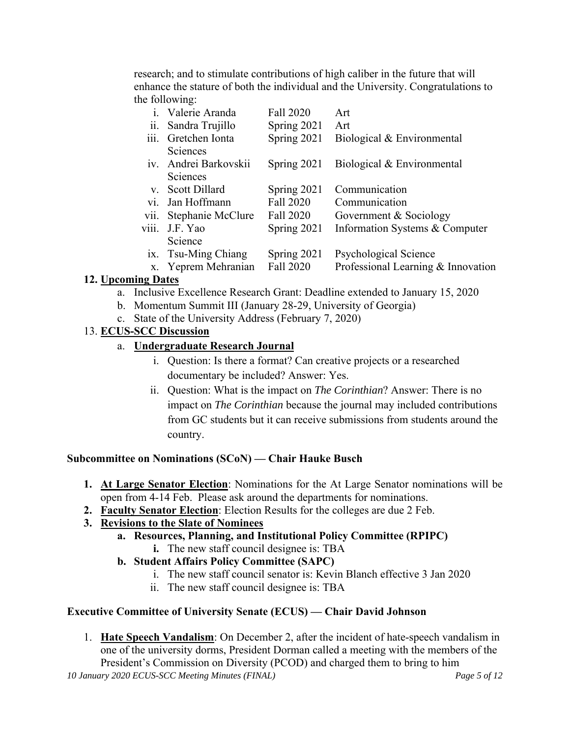research; and to stimulate contributions of high caliber in the future that will enhance the stature of both the individual and the University. Congratulations to the following:

| | Name | Semester | Department |
|---|---|---|---|
| i. | Valerie Aranda | Fall 2020 | Art |
| ii. | Sandra Trujillo | Spring 2021 | Art |
| iii. | Gretchen Ionta | Spring 2021 | Biological & Environmental Sciences |
| iv. | Andrei Barkovskii | Spring 2021 | Biological & Environmental Sciences |
| v. | Scott Dillard | Spring 2021 | Communication |
| vi. | Jan Hoffmann | Fall 2020 | Communication |
| vii. | Stephanie McClure | Fall 2020 | Government & Sociology |
| viii. | J.F. Yao | Spring 2021 | Information Systems & Computer Science |
| ix. | Tsu-Ming Chiang | Spring 2021 | Psychological Science |
| x. | Yeprem Mehranian | Fall 2020 | Professional Learning & Innovation |

**12. Upcoming Dates**

a. Inclusive Excellence Research Grant: Deadline extended to January 15, 2020
b. Momentum Summit III (January 28-29, University of Georgia)
c. State of the University Address (February 7, 2020)

13. **ECUS-SCC Discussion**

a. **Undergraduate Research Journal**
   i. Question: Is there a format? Can creative projects or a researched documentary be included? Answer: Yes.
   ii. Question: What is the impact on *The Corinthian*? Answer: There is no impact on *The Corinthian* because the journal may included contributions from GC students but it can receive submissions from students around the country.

**Subcommittee on Nominations (SCoN) — Chair Hauke Busch**

1. **At Large Senator Election**: Nominations for the At Large Senator nominations will be open from 4-14 Feb. Please ask around the departments for nominations.
2. **Faculty Senator Election**: Election Results for the colleges are due 2 Feb.
3. **Revisions to the Slate of Nominees**
   a. **Resources, Planning, and Institutional Policy Committee (RPIPC)**
      i. The new staff council designee is: TBA
   b. **Student Affairs Policy Committee (SAPC)**
      i. The new staff council senator is: Kevin Blanch effective 3 Jan 2020
      ii. The new staff council designee is: TBA

**Executive Committee of University Senate (ECUS) — Chair David Johnson**

1. **Hate Speech Vandalism**: On December 2, after the incident of hate-speech vandalism in one of the university dorms, President Dorman called a meeting with the members of the President's Commission on Diversity (PCOD) and charged them to bring to him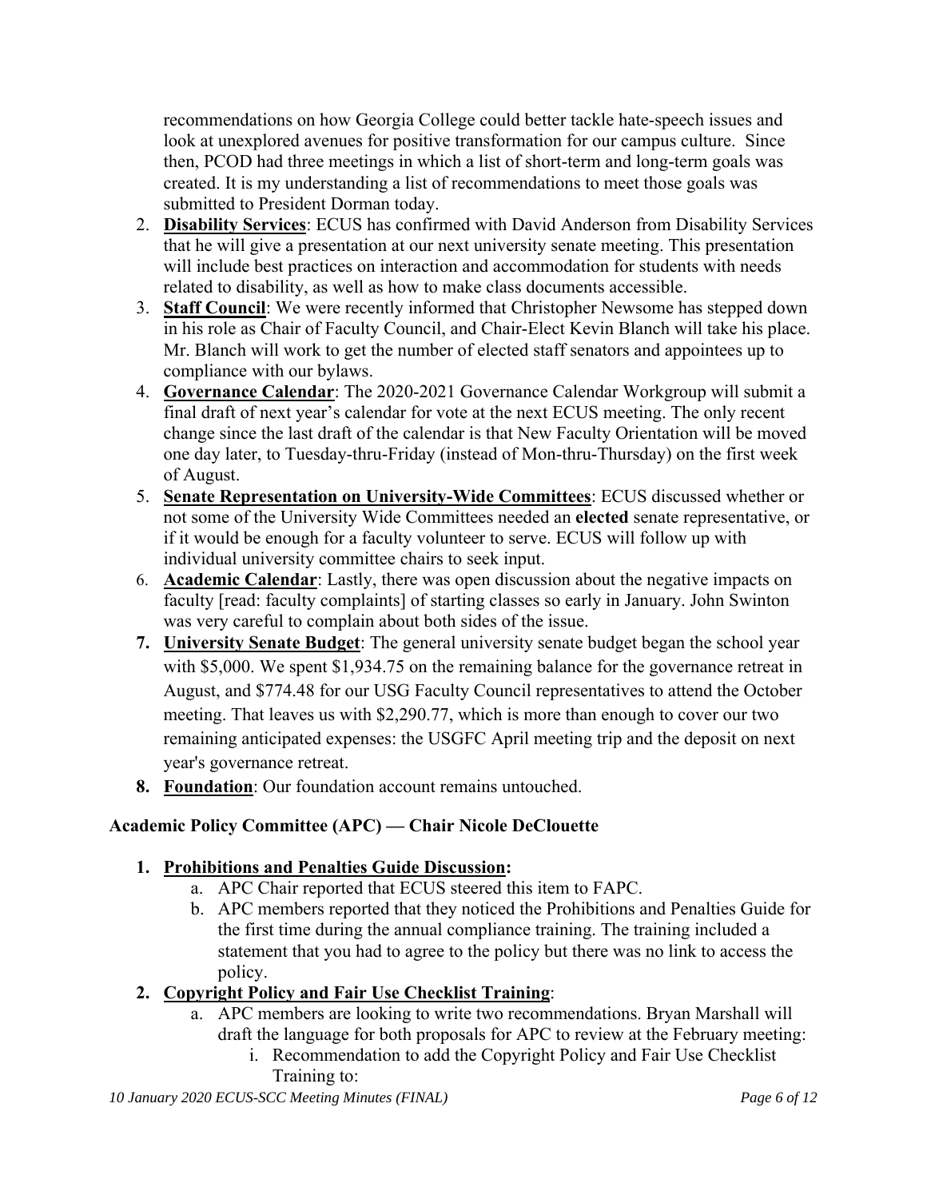recommendations on how Georgia College could better tackle hate-speech issues and look at unexplored avenues for positive transformation for our campus culture. Since then, PCOD had three meetings in which a list of short-term and long-term goals was created. It is my understanding a list of recommendations to meet those goals was submitted to President Dorman today.

2. **Disability Services**: ECUS has confirmed with David Anderson from Disability Services that he will give a presentation at our next university senate meeting. This presentation will include best practices on interaction and accommodation for students with needs related to disability, as well as how to make class documents accessible.
3. **Staff Council**: We were recently informed that Christopher Newsome has stepped down in his role as Chair of Faculty Council, and Chair-Elect Kevin Blanch will take his place. Mr. Blanch will work to get the number of elected staff senators and appointees up to compliance with our bylaws.
4. **Governance Calendar**: The 2020-2021 Governance Calendar Workgroup will submit a final draft of next year's calendar for vote at the next ECUS meeting. The only recent change since the last draft of the calendar is that New Faculty Orientation will be moved one day later, to Tuesday-thru-Friday (instead of Mon-thru-Thursday) on the first week of August.
5. **Senate Representation on University-Wide Committees**: ECUS discussed whether or not some of the University Wide Committees needed an **elected** senate representative, or if it would be enough for a faculty volunteer to serve. ECUS will follow up with individual university committee chairs to seek input.
6. **Academic Calendar**: Lastly, there was open discussion about the negative impacts on faculty [read: faculty complaints] of starting classes so early in January. John Swinton was very careful to complain about both sides of the issue.
7. **University Senate Budget**: The general university senate budget began the school year with $5,000. We spent $1,934.75 on the remaining balance for the governance retreat in August, and $774.48 for our USG Faculty Council representatives to attend the October meeting. That leaves us with $2,290.77, which is more than enough to cover our two remaining anticipated expenses: the USGFC April meeting trip and the deposit on next year's governance retreat.
8. **Foundation**: Our foundation account remains untouched.

**Academic Policy Committee (APC) — Chair Nicole DeClouette**

1. **Prohibitions and Penalties Guide Discussion:**
   a. APC Chair reported that ECUS steered this item to FAPC.
   b. APC members reported that they noticed the Prohibitions and Penalties Guide for the first time during the annual compliance training. The training included a statement that you had to agree to the policy but there was no link to access the policy.
2. **Copyright Policy and Fair Use Checklist Training**:
   a. APC members are looking to write two recommendations. Bryan Marshall will draft the language for both proposals for APC to review at the February meeting:
      i. Recommendation to add the Copyright Policy and Fair Use Checklist Training to: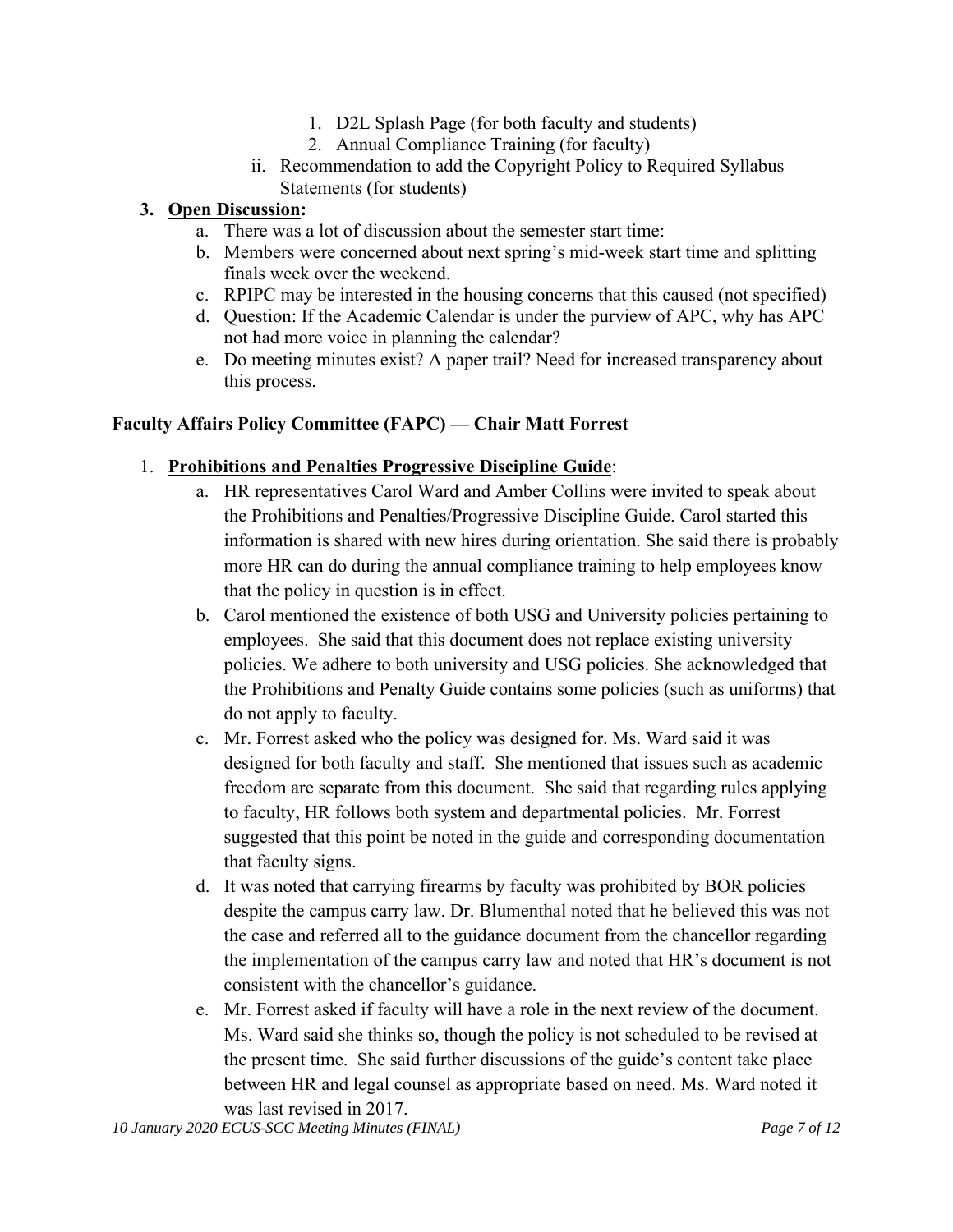1. D2L Splash Page (for both faculty and students)
2. Annual Compliance Training (for faculty)

ii. Recommendation to add the Copyright Policy to Required Syllabus Statements (for students)

3. **Open Discussion:**
    a. There was a lot of discussion about the semester start time:
    b. Members were concerned about next spring's mid-week start time and splitting finals week over the weekend.
    c. RPIPC may be interested in the housing concerns that this caused (not specified)
    d. Question: If the Academic Calendar is under the purview of APC, why has APC not had more voice in planning the calendar?
    e. Do meeting minutes exist? A paper trail? Need for increased transparency about this process.

**Faculty Affairs Policy Committee (FAPC) — Chair Matt Forrest**

1. **Prohibitions and Penalties Progressive Discipline Guide**:
    a. HR representatives Carol Ward and Amber Collins were invited to speak about the Prohibitions and Penalties/Progressive Discipline Guide. Carol started this information is shared with new hires during orientation. She said there is probably more HR can do during the annual compliance training to help employees know that the policy in question is in effect.
    b. Carol mentioned the existence of both USG and University policies pertaining to employees. She said that this document does not replace existing university policies. We adhere to both university and USG policies. She acknowledged that the Prohibitions and Penalty Guide contains some policies (such as uniforms) that do not apply to faculty.
    c. Mr. Forrest asked who the policy was designed for. Ms. Ward said it was designed for both faculty and staff. She mentioned that issues such as academic freedom are separate from this document. She said that regarding rules applying to faculty, HR follows both system and departmental policies. Mr. Forrest suggested that this point be noted in the guide and corresponding documentation that faculty signs.
    d. It was noted that carrying firearms by faculty was prohibited by BOR policies despite the campus carry law. Dr. Blumenthal noted that he believed this was not the case and referred all to the guidance document from the chancellor regarding the implementation of the campus carry law and noted that HR's document is not consistent with the chancellor's guidance.
    e. Mr. Forrest asked if faculty will have a role in the next review of the document. Ms. Ward said she thinks so, though the policy is not scheduled to be revised at the present time. She said further discussions of the guide's content take place between HR and legal counsel as appropriate based on need. Ms. Ward noted it was last revised in 2017.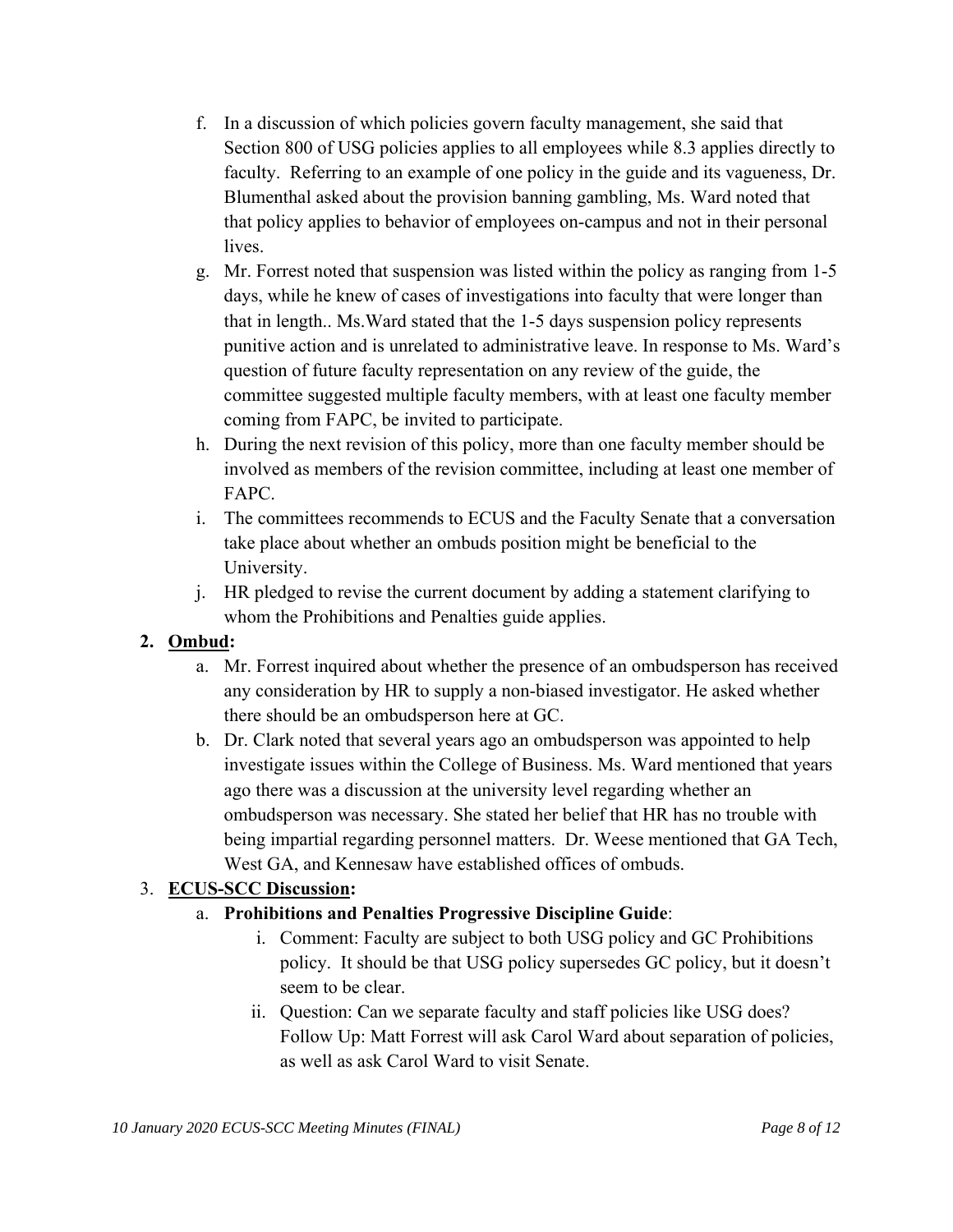f. In a discussion of which policies govern faculty management, she said that Section 800 of USG policies applies to all employees while 8.3 applies directly to faculty. Referring to an example of one policy in the guide and its vagueness, Dr. Blumenthal asked about the provision banning gambling, Ms. Ward noted that that policy applies to behavior of employees on-campus and not in their personal lives.

g. Mr. Forrest noted that suspension was listed within the policy as ranging from 1-5 days, while he knew of cases of investigations into faculty that were longer than that in length.. Ms.Ward stated that the 1-5 days suspension policy represents punitive action and is unrelated to administrative leave. In response to Ms. Ward's question of future faculty representation on any review of the guide, the committee suggested multiple faculty members, with at least one faculty member coming from FAPC, be invited to participate.

h. During the next revision of this policy, more than one faculty member should be involved as members of the revision committee, including at least one member of FAPC.

i. The committees recommends to ECUS and the Faculty Senate that a conversation take place about whether an ombuds position might be beneficial to the University.

j. HR pledged to revise the current document by adding a statement clarifying to whom the Prohibitions and Penalties guide applies.

2. **<u>Ombud</u>:**
   a. Mr. Forrest inquired about whether the presence of an ombudsperson has received any consideration by HR to supply a non-biased investigator. He asked whether there should be an ombudsperson here at GC.
   b. Dr. Clark noted that several years ago an ombudsperson was appointed to help investigate issues within the College of Business. Ms. Ward mentioned that years ago there was a discussion at the university level regarding whether an ombudsperson was necessary. She stated her belief that HR has no trouble with being impartial regarding personnel matters. Dr. Weese mentioned that GA Tech, West GA, and Kennesaw have established offices of ombuds.

3. **<u>ECUS-SCC Discussion</u>:**
   a. **Prohibitions and Penalties Progressive Discipline Guide**:
      i. Comment: Faculty are subject to both USG policy and GC Prohibitions policy. It should be that USG policy supersedes GC policy, but it doesn't seem to be clear.
      ii. Question: Can we separate faculty and staff policies like USG does? Follow Up: Matt Forrest will ask Carol Ward about separation of policies, as well as ask Carol Ward to visit Senate.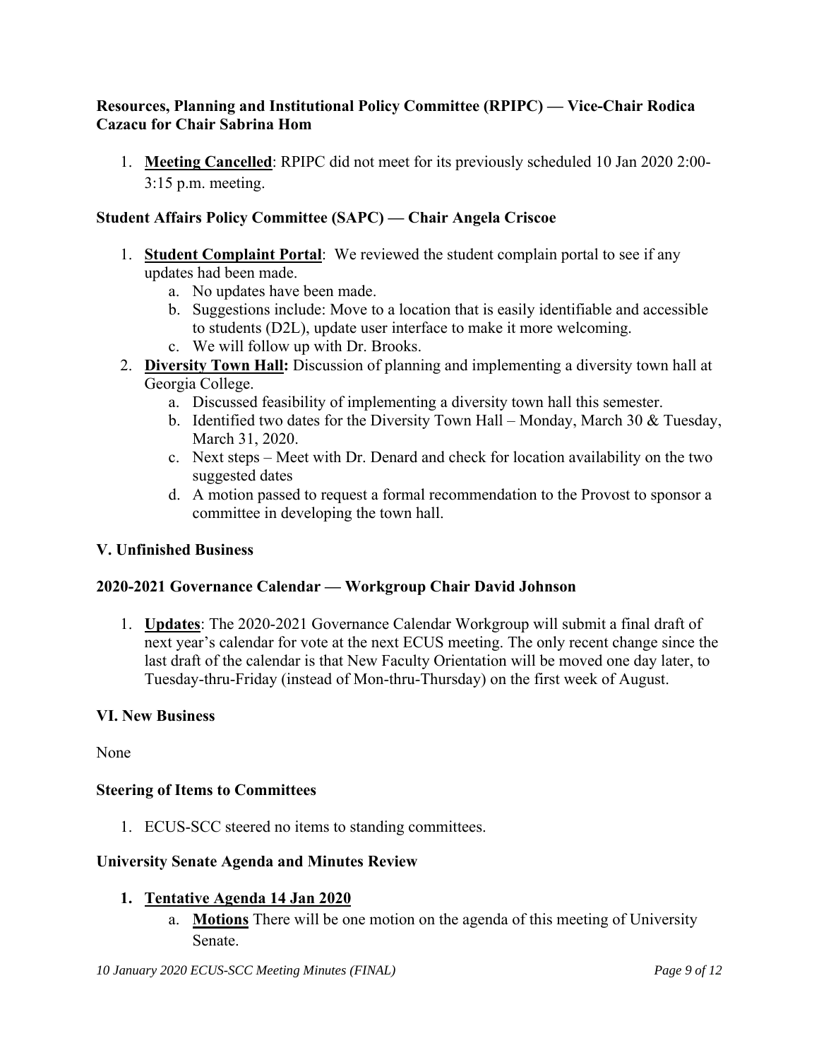**Resources, Planning and Institutional Policy Committee (RPIPC) — Vice-Chair Rodica Cazacu for Chair Sabrina Hom**

1. **Meeting Cancelled**: RPIPC did not meet for its previously scheduled 10 Jan 2020 2:00-3:15 p.m. meeting.

**Student Affairs Policy Committee (SAPC) — Chair Angela Criscoe**

1. **Student Complaint Portal**: We reviewed the student complain portal to see if any updates had been made.
   a. No updates have been made.
   b. Suggestions include: Move to a location that is easily identifiable and accessible to students (D2L), update user interface to make it more welcoming.
   c. We will follow up with Dr. Brooks.
2. **Diversity Town Hall:** Discussion of planning and implementing a diversity town hall at Georgia College.
   a. Discussed feasibility of implementing a diversity town hall this semester.
   b. Identified two dates for the Diversity Town Hall – Monday, March 30 & Tuesday, March 31, 2020.
   c. Next steps – Meet with Dr. Denard and check for location availability on the two suggested dates
   d. A motion passed to request a formal recommendation to the Provost to sponsor a committee in developing the town hall.

**V. Unfinished Business**

**2020-2021 Governance Calendar — Workgroup Chair David Johnson**

1. **Updates**: The 2020-2021 Governance Calendar Workgroup will submit a final draft of next year's calendar for vote at the next ECUS meeting. The only recent change since the last draft of the calendar is that New Faculty Orientation will be moved one day later, to Tuesday-thru-Friday (instead of Mon-thru-Thursday) on the first week of August.

**VI. New Business**

None

**Steering of Items to Committees**

1. ECUS-SCC steered no items to standing committees.

**University Senate Agenda and Minutes Review**

1. **Tentative Agenda 14 Jan 2020**
   a. **Motions** There will be one motion on the agenda of this meeting of University Senate.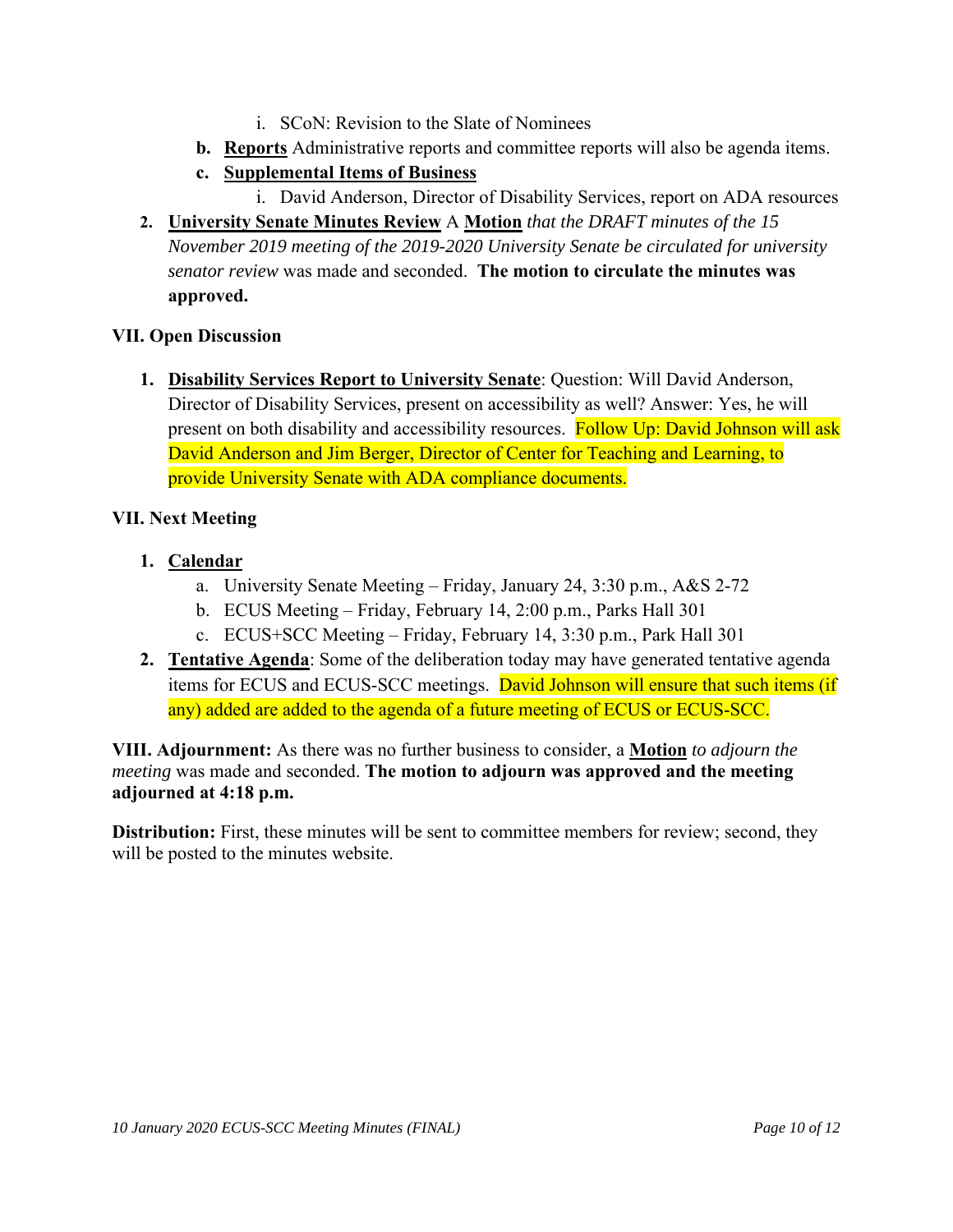i. SCoN: Revision to the Slate of Nominees

   b. **Reports** Administrative reports and committee reports will also be agenda items.

   c. **Supplemental Items of Business**

      i. David Anderson, Director of Disability Services, report on ADA resources

2. **University Senate Minutes Review** A **Motion** *that the DRAFT minutes of the 15 November 2019 meeting of the 2019-2020 University Senate be circulated for university senator review* was made and seconded. **The motion to circulate the minutes was approved.**

**VII. Open Discussion**

1. **Disability Services Report to University Senate**: Question: Will David Anderson, Director of Disability Services, present on accessibility as well? Answer: Yes, he will present on both disability and accessibility resources. Follow Up: David Johnson will ask David Anderson and Jim Berger, Director of Center for Teaching and Learning, to provide University Senate with ADA compliance documents.

**VII. Next Meeting**

1. **Calendar**
   a. University Senate Meeting – Friday, January 24, 3:30 p.m., A&S 2-72
   b. ECUS Meeting – Friday, February 14, 2:00 p.m., Parks Hall 301
   c. ECUS+SCC Meeting – Friday, February 14, 3:30 p.m., Park Hall 301

2. **Tentative Agenda**: Some of the deliberation today may have generated tentative agenda items for ECUS and ECUS-SCC meetings. David Johnson will ensure that such items (if any) added are added to the agenda of a future meeting of ECUS or ECUS-SCC.

**VIII. Adjournment:** As there was no further business to consider, a **Motion** *to adjourn the meeting* was made and seconded. **The motion to adjourn was approved and the meeting adjourned at 4:18 p.m.**

**Distribution:** First, these minutes will be sent to committee members for review; second, they will be posted to the minutes website.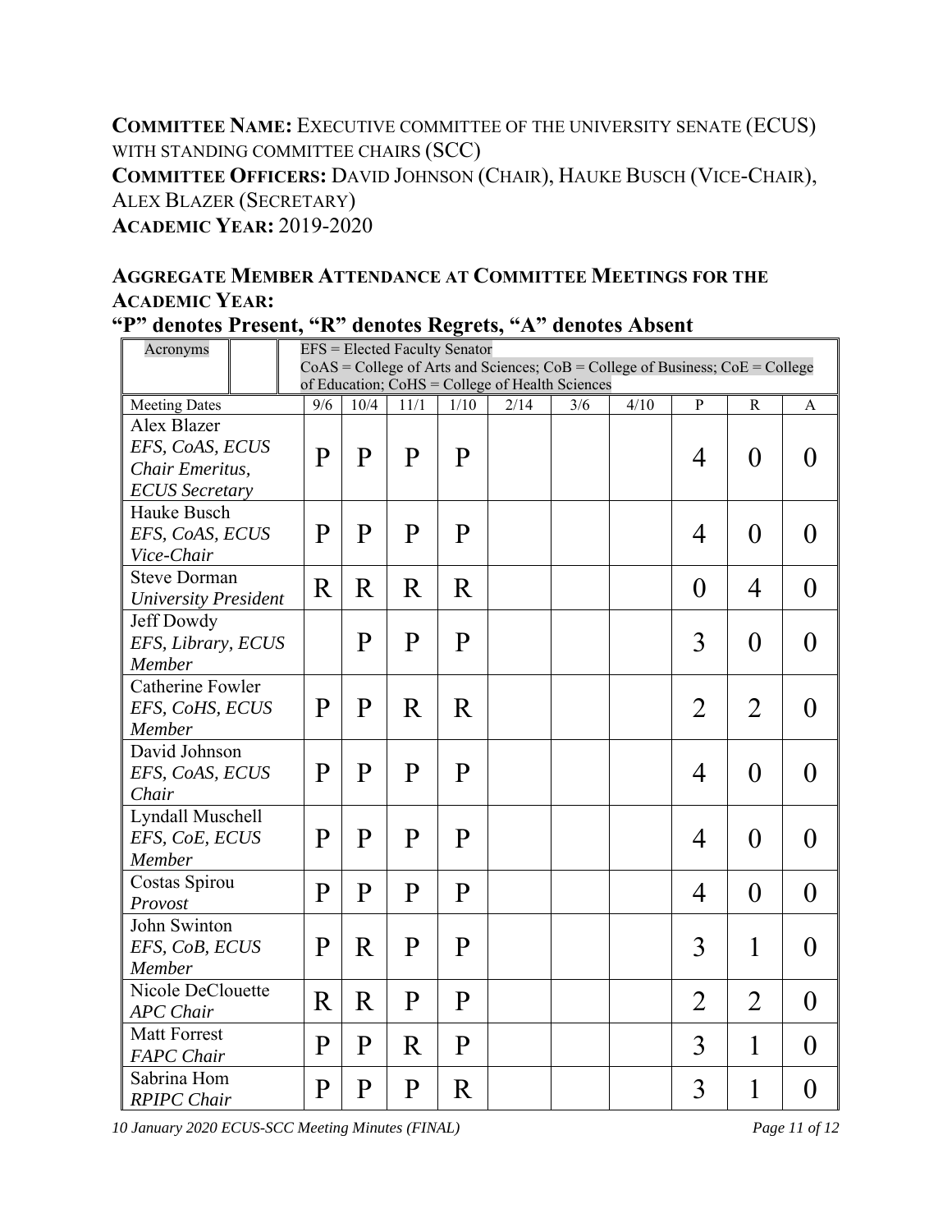**COMMITTEE NAME:** EXECUTIVE COMMITTEE OF THE UNIVERSITY SENATE (ECUS) WITH STANDING COMMITTEE CHAIRS (SCC)

**COMMITTEE OFFICERS:** DAVID JOHNSON (CHAIR), HAUKE BUSCH (VICE-CHAIR), ALEX BLAZER (SECRETARY)

**ACADEMIC YEAR:** 2019-2020

## AGGREGATE MEMBER ATTENDANCE AT COMMITTEE MEETINGS FOR THE ACADEMIC YEAR:

## "P" denotes Present, "R" denotes Regrets, "A" denotes Absent

| Acronyms | EFS = Elected Faculty Senator<br>CoAS = College of Arts and Sciences; CoB = College of Business; CoE = College of Education; CoHS = College of Health Sciences | | | | | | | | |
|---|---|---|---|---|---|---|---|---|---|
| Meeting Dates | 9/6 | 10/4 | 11/1 | 1/10 | 2/14 | 3/6 | 4/10 | P | R | A |
| Alex Blazer<br>*EFS, CoAS, ECUS Chair Emeritus, ECUS Secretary* | P | P | P | P | | | | 4 | 0 | 0 |
| Hauke Busch<br>*EFS, CoAS, ECUS Vice-Chair* | P | P | P | P | | | | 4 | 0 | 0 |
| Steve Dorman<br>*University President* | R | R | R | R | | | | 0 | 4 | 0 |
| Jeff Dowdy<br>*EFS, Library, ECUS Member* | | P | P | P | | | | 3 | 0 | 0 |
| Catherine Fowler<br>*EFS, CoHS, ECUS Member* | P | P | R | R | | | | 2 | 2 | 0 |
| David Johnson<br>*EFS, CoAS, ECUS Chair* | P | P | P | P | | | | 4 | 0 | 0 |
| Lyndall Muschell<br>*EFS, CoE, ECUS Member* | P | P | P | P | | | | 4 | 0 | 0 |
| Costas Spirou<br>*Provost* | P | P | P | P | | | | 4 | 0 | 0 |
| John Swinton<br>*EFS, CoB, ECUS Member* | P | R | P | P | | | | 3 | 1 | 0 |
| Nicole DeClouette<br>*APC Chair* | R | R | P | P | | | | 2 | 2 | 0 |
| Matt Forrest<br>*FAPC Chair* | P | P | R | P | | | | 3 | 1 | 0 |
| Sabrina Hom<br>*RPIPC Chair* | P | P | P | R | | | | 3 | 1 | 0 |

*10 January 2020 ECUS-SCC Meeting Minutes (FINAL)*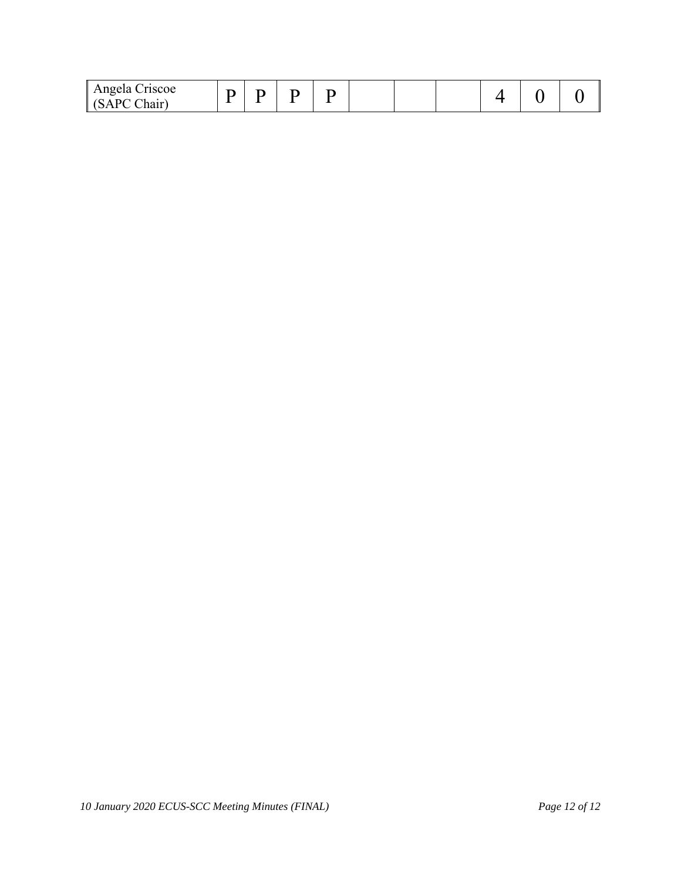| | | | | | | | | | | |
|---|---|---|---|---|---|---|---|---|---|---|
| Angela Criscoe (SAPC Chair) | P | P | P | P | | | | 4 | 0 | 0 |